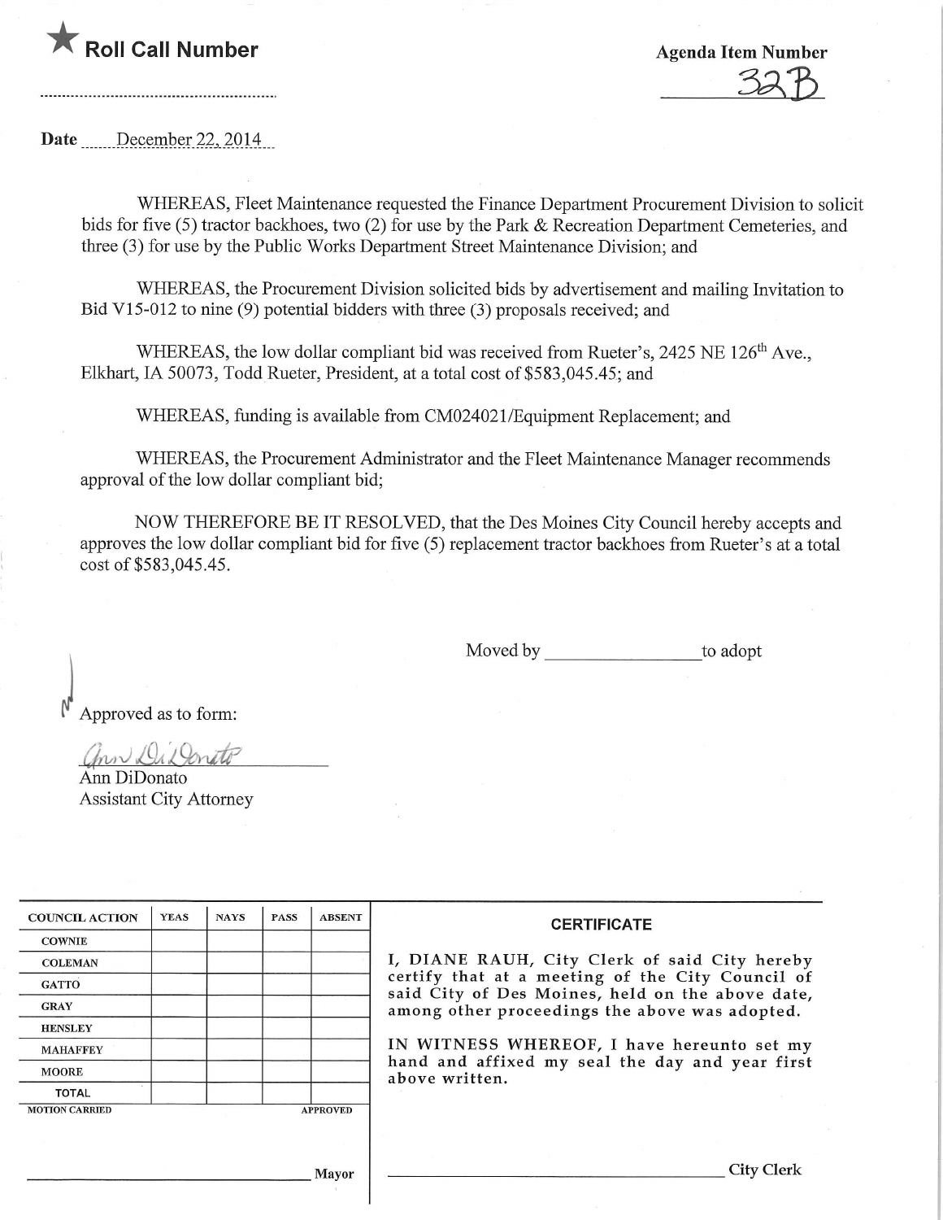★ **Roll Call Number**

**Agenda Item Number**

32B

**Date** December 22, 2014

WHEREAS, Fleet Maintenance requested the Finance Department Procurement Division to solicit bids for five (5) tractor backhoes, two (2) for use by the Park & Recreation Department Cemeteries, and three (3) for use by the Public Works Department Street Maintenance Division; and

WHEREAS, the Procurement Division solicited bids by advertisement and mailing Invitation to Bid V15-012 to nine (9) potential bidders with three (3) proposals received; and

WHEREAS, the low dollar compliant bid was received from Rueter's, 2425 NE 126th Ave., Elkhart, IA 50073, Todd Rueter, President, at a total cost of $583,045.45; and

WHEREAS, funding is available from CM024021/Equipment Replacement; and

WHEREAS, the Procurement Administrator and the Fleet Maintenance Manager recommends approval of the low dollar compliant bid;

NOW THEREFORE BE IT RESOLVED, that the Des Moines City Council hereby accepts and approves the low dollar compliant bid for five (5) replacement tractor backhoes from Rueter's at a total cost of $583,045.45.

Moved by ________________ to adopt

Approved as to form:

Ann DiDonato
Assistant City Attorney

| COUNCIL ACTION | YEAS | NAYS | PASS | ABSENT |
|---|---|---|---|---|
| COWNIE | | | | |
| COLEMAN | | | | |
| GATTO | | | | |
| GRAY | | | | |
| HENSLEY | | | | |
| MAHAFFEY | | | | |
| MOORE | | | | |
| TOTAL | | | | |

MOTION CARRIED APPROVED

________________ Mayor

**CERTIFICATE**

I, DIANE RAUH, City Clerk of said City hereby certify that at a meeting of the City Council of said City of Des Moines, held on the above date, among other proceedings the above was adopted.

IN WITNESS WHEREOF, I have hereunto set my hand and affixed my seal the day and year first above written.

________________ City Clerk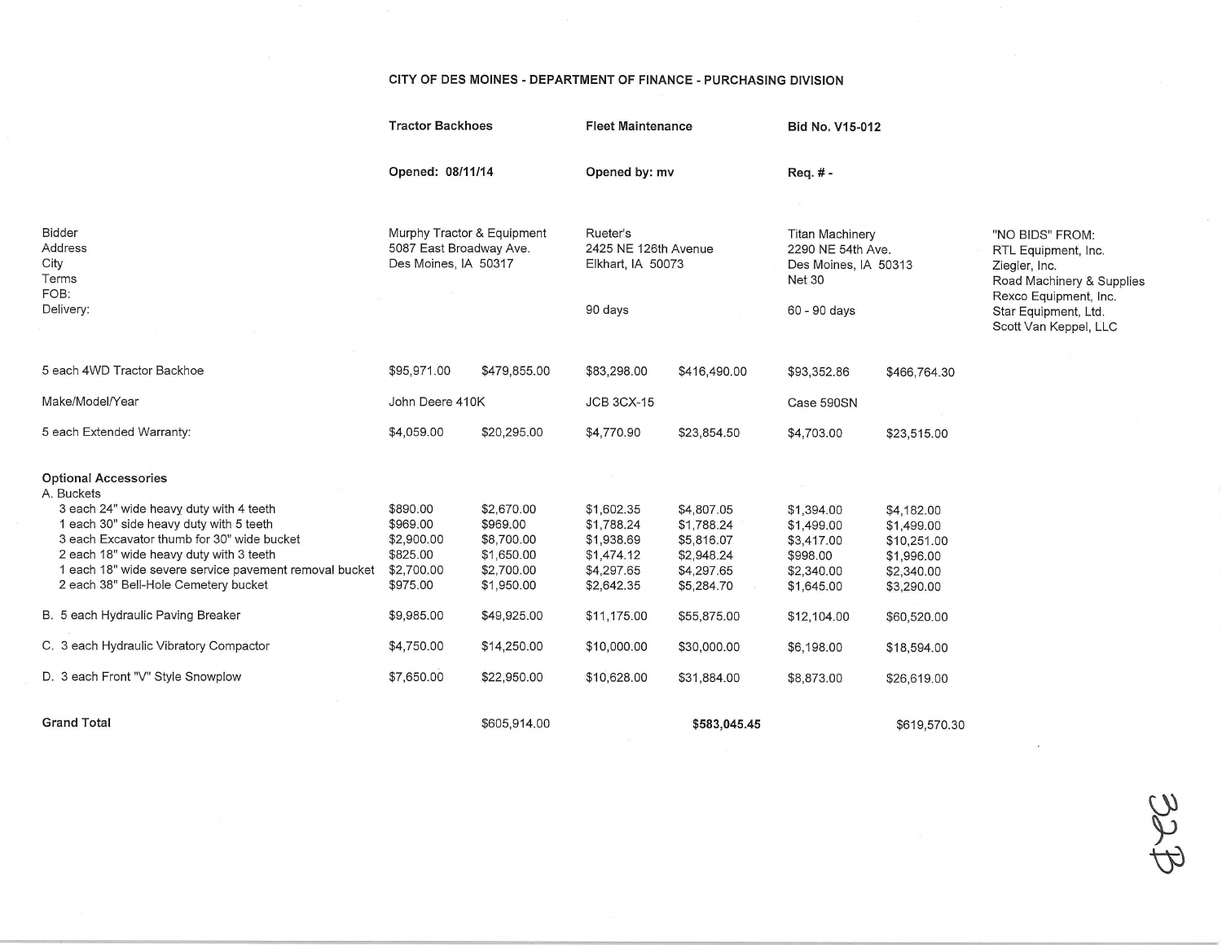**CITY OF DES MOINES - DEPARTMENT OF FINANCE - PURCHASING DIVISION**

**Tractor Backhoes** | **Fleet Maintenance** | **Bid No. V15-012**

**Opened: 08/11/14** | **Opened by: mv** | **Req. # -**

| | | | | | | | |
|---|---|---|---|---|---|---|---|
| Bidder | Murphy Tractor & Equipment | | Rueter's | | Titan Machinery | | "NO BIDS" FROM: |
| Address | 5087 East Broadway Ave. | | 2425 NE 126th Avenue | | 2290 NE 54th Ave. | | RTL Equipment, Inc. |
| City | Des Moines, IA 50317 | | Elkhart, IA 50073 | | Des Moines, IA 50313 | | Ziegler, Inc. |
| Terms | | | | | Net 30 | | Road Machinery & Supplies |
| FOB: | | | | | | | Rexco Equipment, Inc. |
| Delivery: | | | 90 days | | 60 - 90 days | | Star Equipment, Ltd. |
| | | | | | | | Scott Van Keppel, LLC |
| 5 each 4WD Tractor Backhoe | $95,971.00 | $479,855.00 | $83,298.00 | $416,490.00 | $93,352.86 | $466,764.30 | |
| Make/Model/Year | John Deere 410K | | JCB 3CX-15 | | Case 590SN | | |
| 5 each Extended Warranty: | $4,059.00 | $20,295.00 | $4,770.90 | $23,854.50 | $4,703.00 | $23,515.00 | |
| **Optional Accessories** | | | | | | | |
| A. Buckets | | | | | | | |
| 3 each 24" wide heavy duty with 4 teeth | $890.00 | $2,670.00 | $1,602.35 | $4,807.05 | $1,394.00 | $4,182.00 | |
| 1 each 30" side heavy duty with 5 teeth | $969.00 | $969.00 | $1,788.24 | $1,788.24 | $1,499.00 | $1,499.00 | |
| 3 each Excavator thumb for 30" wide bucket | $2,900.00 | $8,700.00 | $1,938.69 | $5,816.07 | $3,417.00 | $10,251.00 | |
| 2 each 18" wide heavy duty with 3 teeth | $825.00 | $1,650.00 | $1,474.12 | $2,948.24 | $998.00 | $1,996.00 | |
| 1 each 18" wide severe service pavement removal bucket | $2,700.00 | $2,700.00 | $4,297.65 | $4,297.65 | $2,340.00 | $2,340.00 | |
| 2 each 38" Bell-Hole Cemetery bucket | $975.00 | $1,950.00 | $2,642.35 | $5,284.70 | $1,645.00 | $3,290.00 | |
| B. 5 each Hydraulic Paving Breaker | $9,985.00 | $49,925.00 | $11,175.00 | $55,875.00 | $12,104.00 | $60,520.00 | |
| C. 3 each Hydraulic Vibratory Compactor | $4,750.00 | $14,250.00 | $10,000.00 | $30,000.00 | $6,198.00 | $18,594.00 | |
| D. 3 each Front "V" Style Snowplow | $7,650.00 | $22,950.00 | $10,628.00 | $31,884.00 | $8,873.00 | $26,619.00 | |
| **Grand Total** | | $605,914.00 | | **$583,045.45** | | $619,570.30 | |

32B